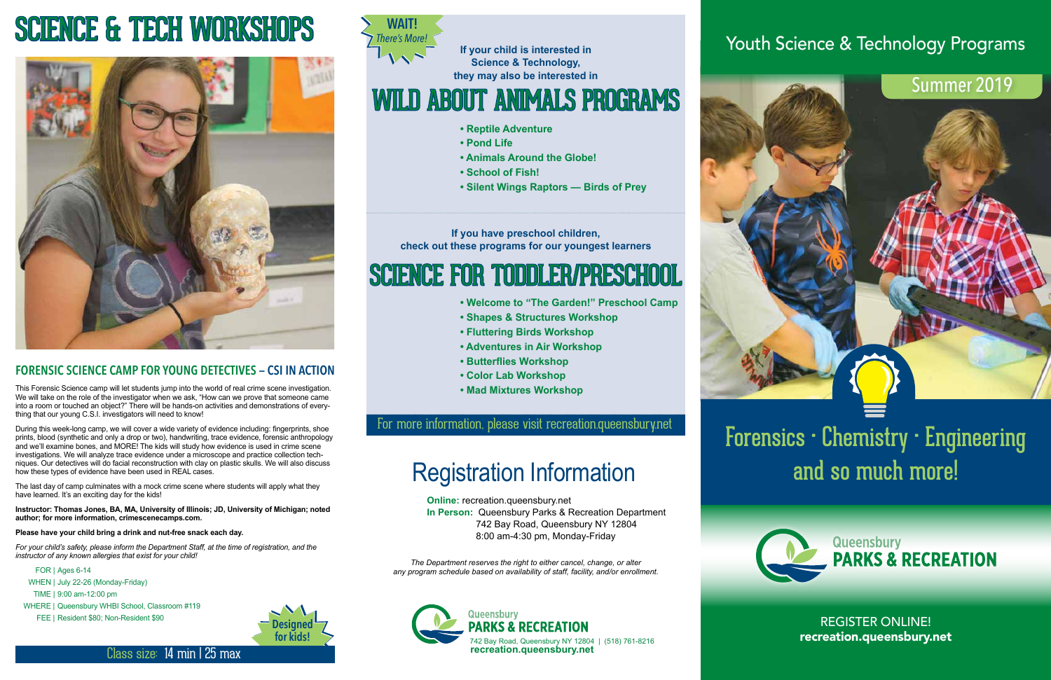# SCIENCE & TECH WORKSHOPS

## FORENSIC SCIENCE CAMP FOR YOUNG DETECTIVES – CSI IN ACTION

This Forensic Science camp will let students jump into the world of real crime scene investigation. We will take on the role of the investigator when we ask, "How can we prove that someone came into a room or touched an object?" There will be hands-on activities and demonstrations of everything that our young C.S.I. investigators will need to know!

During this week-long camp, we will cover a wide variety of evidence including: fingerprints, shoe prints, blood (synthetic and only a drop or two), handwriting, trace evidence, forensic anthropology and we'll examine bones, and MORE! The kids will study how evidence is used in crime scene investigations. We will analyze trace evidence under a microscope and practice collection techniques. Our detectives will do facial reconstruction with clay on plastic skulls. We will also discuss how these types of evidence have been used in REAL cases.

The last day of camp culminates with a mock crime scene where students will apply what they have learned. It's an exciting day for the kids!

**Instructor: Thomas Jones, BA, MA, University of Illinois; JD, University of Michigan; noted author; for more information, crimescenecamps.com.**

**Please have your child bring a drink and nut-free snack each day.**

*For your child's safety, please inform the Department Staff, at the time of registration, and the instructor of any known allergies that exist for your child!*

FOR | Ages 6-14
WHEN | July 22-26 (Monday-Friday)
TIME | 9:00 am-12:00 pm
WHERE | Queensbury WHBI School, Classroom #119
FEE | Resident $80; Non-Resident $90

Designed for kids!

Class size: 14 min | 25 max

**WAIT!** *There's More!*

**If your child is interested in Science & Technology, they may also be interested in**

# WILD ABOUT ANIMALS PROGRAMS

- **Reptile Adventure**
- **Pond Life**
- **Animals Around the Globe!**
- **School of Fish!**
- **Silent Wings Raptors — Birds of Prey**

**If you have preschool children, check out these programs for our youngest learners**

# SCIENCE FOR TODDLER/PRESCHOOL

- **Welcome to "The Garden!" Preschool Camp**
- **Shapes & Structures Workshop**
- **Fluttering Birds Workshop**
- **Adventures in Air Workshop**
- **Butterflies Workshop**
- **Color Lab Workshop**
- **Mad Mixtures Workshop**

For more information, please visit recreation.queensbury.net

# Registration Information

**Online:** recreation.queensbury.net
**In Person:** Queensbury Parks & Recreation Department
742 Bay Road, Queensbury NY 12804
8:00 am-4:30 pm, Monday-Friday

*The Department reserves the right to either cancel, change, or alter any program schedule based on availability of staff, facility, and/or enrollment.*

Queensbury **PARKS & RECREATION**
742 Bay Road, Queensbury NY 12804 | (518) 761-8216
**recreation.queensbury.net**

# Youth Science & Technology Programs

## Summer 2019

## Forensics · Chemistry · Engineering and so much more!

Queensbury **PARKS & RECREATION**

REGISTER ONLINE!
**recreation.queensbury.net**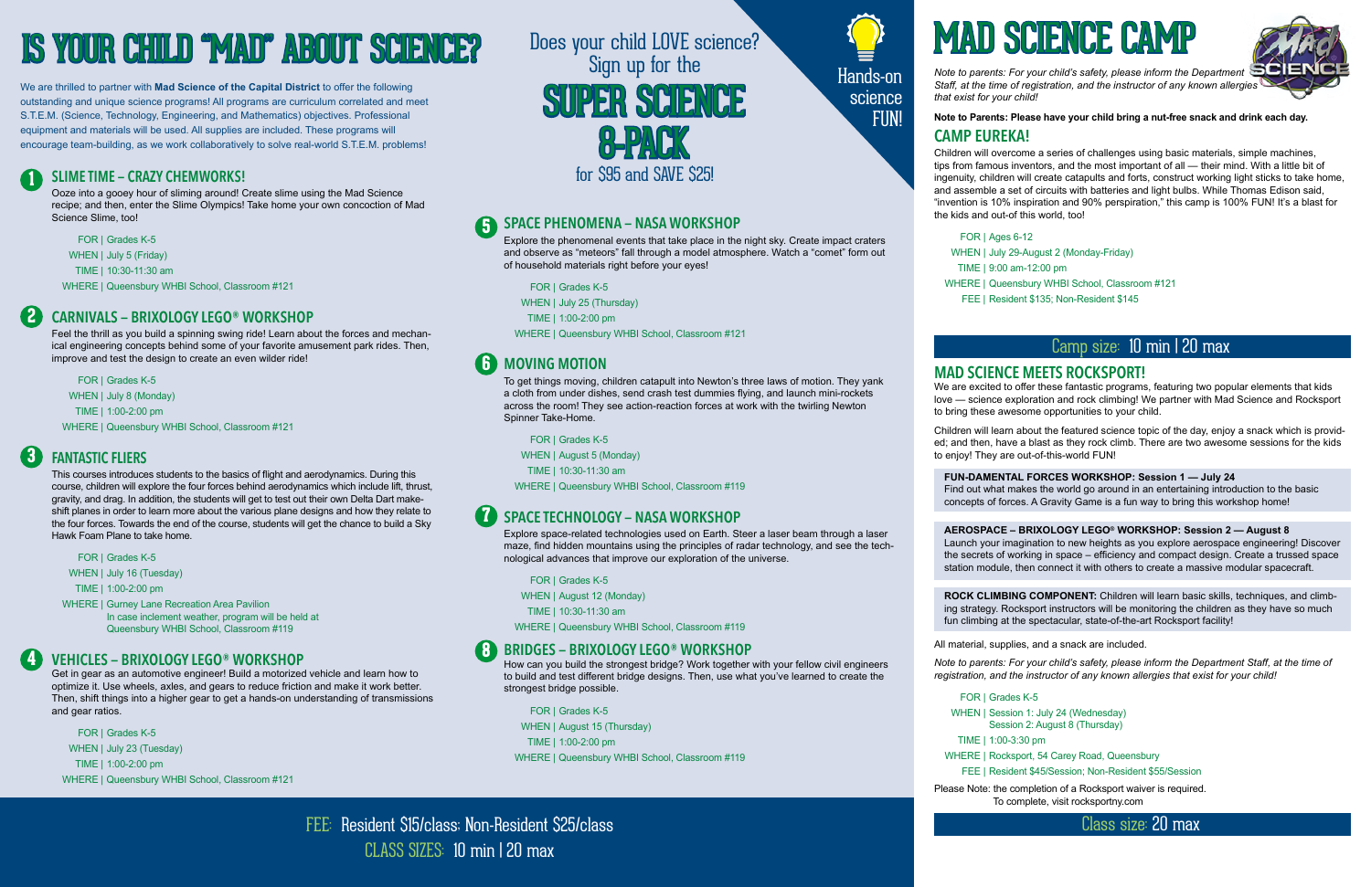# IS YOUR CHILD "MAD" ABOUT SCIENCE?

We are thrilled to partner with **Mad Science of the Capital District** to offer the following outstanding and unique science programs! All programs are curriculum correlated and meet S.T.E.M. (Science, Technology, Engineering, and Mathematics) objectives. Professional equipment and materials will be used. All supplies are included. These programs will encourage team-building, as we work collaboratively to solve real-world S.T.E.M. problems!

## 1 SLIME TIME – CRAZY CHEMWORKS!

Ooze into a gooey hour of sliming around! Create slime using the Mad Science recipe; and then, enter the Slime Olympics! Take home your own concoction of Mad Science Slime, too!

FOR | Grades K-5
WHEN | July 5 (Friday)
TIME | 10:30-11:30 am
WHERE | Queensbury WHBI School, Classroom #121

## 2 CARNIVALS – BRIXOLOGY LEGO® WORKSHOP

Feel the thrill as you build a spinning swing ride! Learn about the forces and mechanical engineering concepts behind some of your favorite amusement park rides. Then, improve and test the design to create an even wilder ride!

FOR | Grades K-5
WHEN | July 8 (Monday)
TIME | 1:00-2:00 pm
WHERE | Queensbury WHBI School, Classroom #121

## 3 FANTASTIC FLIERS

This courses introduces students to the basics of flight and aerodynamics. During this course, children will explore the four forces behind aerodynamics which include lift, thrust, gravity, and drag. In addition, the students will get to test out their own Delta Dart makeshift planes in order to learn more about the various plane designs and how they relate to the four forces. Towards the end of the course, students will get the chance to build a Sky Hawk Foam Plane to take home.

FOR | Grades K-5
WHEN | July 16 (Tuesday)
TIME | 1:00-2:00 pm
WHERE | Gurney Lane Recreation Area Pavilion
In case inclement weather, program will be held at Queensbury WHBI School, Classroom #119

## 4 VEHICLES – BRIXOLOGY LEGO® WORKSHOP

Get in gear as an automotive engineer! Build a motorized vehicle and learn how to optimize it. Use wheels, axles, and gears to reduce friction and make it work better. Then, shift things into a higher gear to get a hands-on understanding of transmissions and gear ratios.

FOR | Grades K-5
WHEN | July 23 (Tuesday)
TIME | 1:00-2:00 pm
WHERE | Queensbury WHBI School, Classroom #121

Does your child LOVE science? Sign up for the

# SUPER SCIENCE 8-PACK

for $95 and SAVE $25!

Hands-on science FUN!

## 5 SPACE PHENOMENA – NASA WORKSHOP

Explore the phenomenal events that take place in the night sky. Create impact craters and observe as "meteors" fall through a model atmosphere. Watch a "comet" form out of household materials right before your eyes!

FOR | Grades K-5
WHEN | July 25 (Thursday)
TIME | 1:00-2:00 pm
WHERE | Queensbury WHBI School, Classroom #121

## 6 MOVING MOTION

To get things moving, children catapult into Newton's three laws of motion. They yank a cloth from under dishes, send crash test dummies flying, and launch mini-rockets across the room! They see action-reaction forces at work with the twirling Newton Spinner Take-Home.

FOR | Grades K-5
WHEN | August 5 (Monday)
TIME | 10:30-11:30 am
WHERE | Queensbury WHBI School, Classroom #119

## 7 SPACE TECHNOLOGY – NASA WORKSHOP

Explore space-related technologies used on Earth. Steer a laser beam through a laser maze, find hidden mountains using the principles of radar technology, and see the technological advances that improve our exploration of the universe.

FOR | Grades K-5
WHEN | August 12 (Monday)
TIME | 10:30-11:30 am
WHERE | Queensbury WHBI School, Classroom #119

## 8 BRIDGES – BRIXOLOGY LEGO® WORKSHOP

How can you build the strongest bridge? Work together with your fellow civil engineers to build and test different bridge designs. Then, use what you've learned to create the strongest bridge possible.

FOR | Grades K-5
WHEN | August 15 (Thursday)
TIME | 1:00-2:00 pm
WHERE | Queensbury WHBI School, Classroom #119

FEE: Resident $15/class; Non-Resident $25/class
CLASS SIZES: 10 min | 20 max

# MAD SCIENCE CAMP

*Note to parents: For your child's safety, please inform the Department Staff, at the time of registration, and the instructor of any known allergies that exist for your child!*

**Note to Parents: Please have your child bring a nut-free snack and drink each day.**

## CAMP EUREKA!

Children will overcome a series of challenges using basic materials, simple machines, tips from famous inventors, and the most important of all — their mind. With a little bit of ingenuity, children will create catapults and forts, construct working light sticks to take home, and assemble a set of circuits with batteries and light bulbs. While Thomas Edison said, "invention is 10% inspiration and 90% perspiration," this camp is 100% FUN! It's a blast for the kids and out-of this world, too!

FOR | Ages 6-12
WHEN | July 29-August 2 (Monday-Friday)
TIME | 9:00 am-12:00 pm
WHERE | Queensbury WHBI School, Classroom #121
FEE | Resident $135; Non-Resident $145

Camp size: 10 min | 20 max

## MAD SCIENCE MEETS ROCKSPORT!

We are excited to offer these fantastic programs, featuring two popular elements that kids love — science exploration and rock climbing! We partner with Mad Science and Rocksport to bring these awesome opportunities to your child.

Children will learn about the featured science topic of the day, enjoy a snack which is provided; and then, have a blast as they rock climb. There are two awesome sessions for the kids to enjoy! They are out-of-this-world FUN!

**FUN-DAMENTAL FORCES WORKSHOP: Session 1 — July 24**
Find out what makes the world go around in an entertaining introduction to the basic concepts of forces. A Gravity Game is a fun way to bring this workshop home!

**AEROSPACE – BRIXOLOGY LEGO® WORKSHOP: Session 2 — August 8**
Launch your imagination to new heights as you explore aerospace engineering! Discover the secrets of working in space – efficiency and compact design. Create a trussed space station module, then connect it with others to create a massive modular spacecraft.

**ROCK CLIMBING COMPONENT:** Children will learn basic skills, techniques, and climbing strategy. Rocksport instructors will be monitoring the children as they have so much fun climbing at the spectacular, state-of-the-art Rocksport facility!

All material, supplies, and a snack are included.

*Note to parents: For your child's safety, please inform the Department Staff, at the time of registration, and the instructor of any known allergies that exist for your child!*

FOR | Grades K-5
WHEN | Session 1: July 24 (Wednesday)
Session 2: August 8 (Thursday)
TIME | 1:00-3:30 pm
WHERE | Rocksport, 54 Carey Road, Queensbury
FEE | Resident $45/Session; Non-Resident $55/Session

Please Note: the completion of a Rocksport waiver is required. To complete, visit rocksportny.com

Class size: 20 max